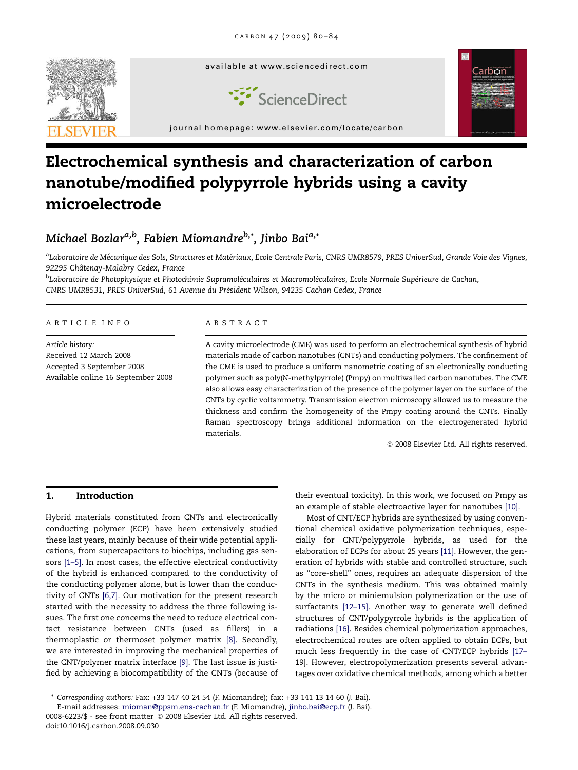# Electrochemical synthesis and characterization of carbon nanotube/modified polypyrrole hybrids using a cavity microelectrode

*Michael Bozlar*[a,b], *Fabien Miomandre*[b,*], *Jinbo Bai*[a,*]

[a]*Laboratoire de Mécanique des Sols, Structures et Matériaux, Ecole Centrale Paris, CNRS UMR8579, PRES UniverSud, Grande Voie des Vignes, 92295 Châtenay-Malabry Cedex, France*

[b]*Laboratoire de Photophysique et Photochimie Supramoléculaires et Macromoléculaires, Ecole Normale Supérieure de Cachan, CNRS UMR8531, PRES UniverSud, 61 Avenue du Président Wilson, 94235 Cachan Cedex, France*

ARTICLE INFO

*Article history:*
Received 12 March 2008
Accepted 3 September 2008
Available online 16 September 2008

ABSTRACT

A cavity microelectrode (CME) was used to perform an electrochemical synthesis of hybrid materials made of carbon nanotubes (CNTs) and conducting polymers. The confinement of the CME is used to produce a uniform nanometric coating of an electronically conducting polymer such as poly(N-methylpyrrole) (Pmpy) on multiwalled carbon nanotubes. The CME also allows easy characterization of the presence of the polymer layer on the surface of the CNTs by cyclic voltammetry. Transmission electron microscopy allowed us to measure the thickness and confirm the homogeneity of the Pmpy coating around the CNTs. Finally Raman spectroscopy brings additional information on the electrogenerated hybrid materials.

© 2008 Elsevier Ltd. All rights reserved.

## 1. Introduction

Hybrid materials constituted from CNTs and electronically conducting polymer (ECP) have been extensively studied these last years, mainly because of their wide potential applications, from supercapacitors to biochips, including gas sensors [1–5]. In most cases, the effective electrical conductivity of the hybrid is enhanced compared to the conductivity of the conducting polymer alone, but is lower than the conductivity of CNTs [6,7]. Our motivation for the present research started with the necessity to address the three following issues. The first one concerns the need to reduce electrical contact resistance between CNTs (used as fillers) in a thermoplastic or thermoset polymer matrix [8]. Secondly, we are interested in improving the mechanical properties of the CNT/polymer matrix interface [9]. The last issue is justified by achieving a biocompatibility of the CNTs (because of their eventual toxicity). In this work, we focused on Pmpy as an example of stable electroactive layer for nanotubes [10].

Most of CNT/ECP hybrids are synthesized by using conventional chemical oxidative polymerization techniques, especially for CNT/polypyrrole hybrids, as used for the elaboration of ECPs for about 25 years [11]. However, the generation of hybrids with stable and controlled structure, such as "core-shell" ones, requires an adequate dispersion of the CNTs in the synthesis medium. This was obtained mainly by the micro or miniemulsion polymerization or the use of surfactants [12–15]. Another way to generate well defined structures of CNT/polypyrrole hybrids is the application of radiations [16]. Besides chemical polymerization approaches, electrochemical routes are often applied to obtain ECPs, but much less frequently in the case of CNT/ECP hybrids [17–19]. However, electropolymerization presents several advantages over oxidative chemical methods, among which a better

\* *Corresponding authors:* Fax: +33 147 40 24 54 (F. Miomandre); fax: +33 141 13 14 60 (J. Bai).
E-mail addresses: mioman@ppsm.ens-cachan.fr (F. Miomandre), jinbo.bai@ecp.fr (J. Bai).
0008-6223/$ - see front matter © 2008 Elsevier Ltd. All rights reserved.
doi:10.1016/j.carbon.2008.09.030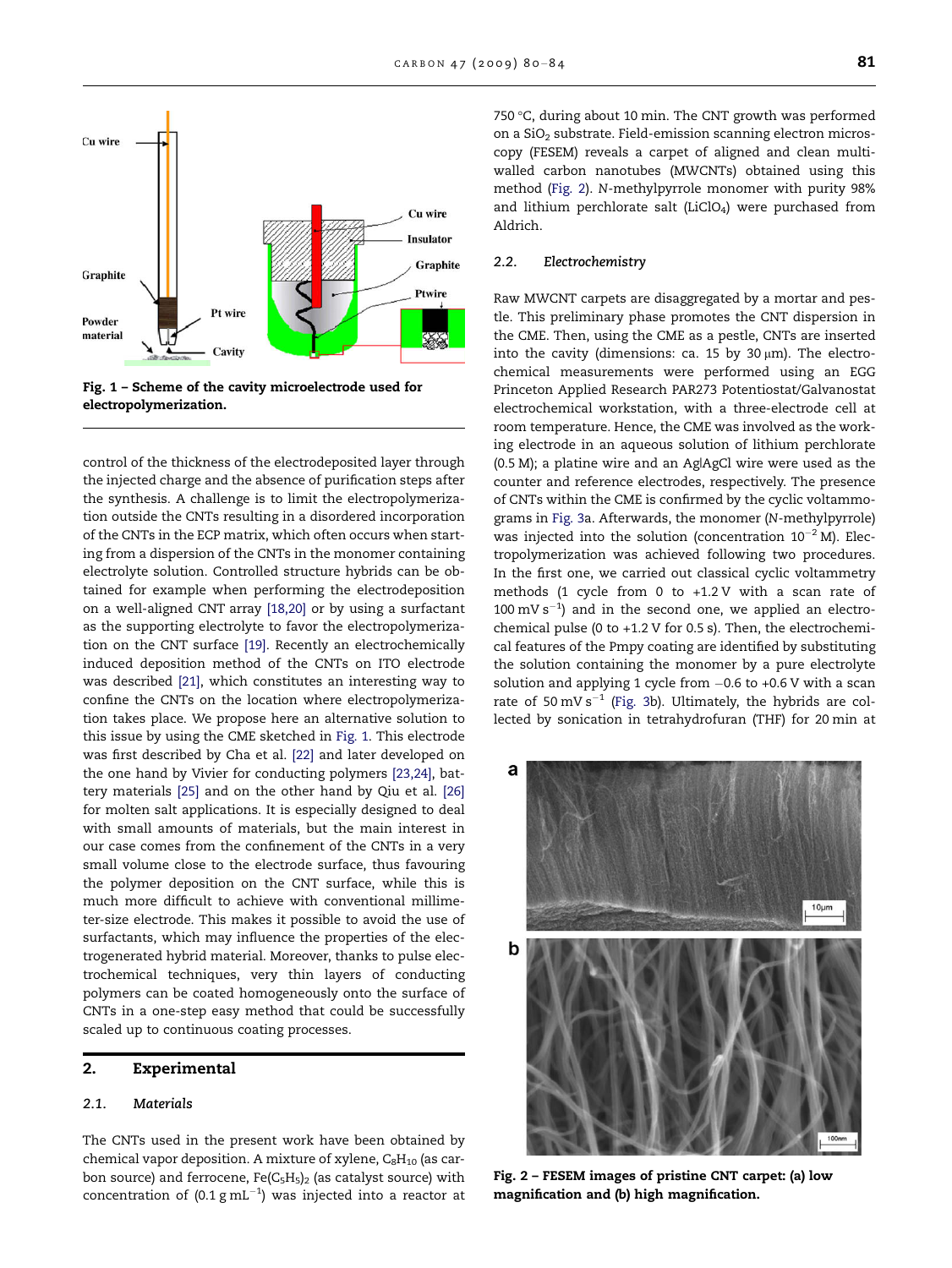Cu wire

Graphite

Powder material

Pt wire

Cavity

Cu wire

Insulator

Graphite

Ptwire

**Fig. 1 – Scheme of the cavity microelectrode used for electropolymerization.**

control of the thickness of the electrodeposited layer through the injected charge and the absence of purification steps after the synthesis. A challenge is to limit the electropolymerization outside the CNTs resulting in a disordered incorporation of the CNTs in the ECP matrix, which often occurs when starting from a dispersion of the CNTs in the monomer containing electrolyte solution. Controlled structure hybrids can be obtained for example when performing the electrodeposition on a well-aligned CNT array [18,20] or by using a surfactant as the supporting electrolyte to favor the electropolymerization on the CNT surface [19]. Recently an electrochemically induced deposition method of the CNTs on ITO electrode was described [21], which constitutes an interesting way to confine the CNTs on the location where electropolymerization takes place. We propose here an alternative solution to this issue by using the CME sketched in Fig. 1. This electrode was first described by Cha et al. [22] and later developed on the one hand by Vivier for conducting polymers [23,24], battery materials [25] and on the other hand by Qiu et al. [26] for molten salt applications. It is especially designed to deal with small amounts of materials, but the main interest in our case comes from the confinement of the CNTs in a very small volume close to the electrode surface, thus favouring the polymer deposition on the CNT surface, while this is much more difficult to achieve with conventional millimeter-size electrode. This makes it possible to avoid the use of surfactants, which may influence the properties of the electrogenerated hybrid material. Moreover, thanks to pulse electrochemical techniques, very thin layers of conducting polymers can be coated homogeneously onto the surface of CNTs in a one-step easy method that could be successfully scaled up to continuous coating processes.

## 2. Experimental

### 2.1. Materials

The CNTs used in the present work have been obtained by chemical vapor deposition. A mixture of xylene, $C_8H_{10}$ (as carbon source) and ferrocene, $Fe(C_5H_5)_2$ (as catalyst source) with concentration of ($0.1\ g\ mL^{-1}$) was injected into a reactor at 750 °C, during about 10 min. The CNT growth was performed on a $SiO_2$ substrate. Field-emission scanning electron microscopy (FESEM) reveals a carpet of aligned and clean multi-walled carbon nanotubes (MWCNTs) obtained using this method (Fig. 2). *N*-methylpyrrole monomer with purity 98% and lithium perchlorate salt ($LiClO_4$) were purchased from Aldrich.

### 2.2. Electrochemistry

Raw MWCNT carpets are disaggregated by a mortar and pestle. This preliminary phase promotes the CNT dispersion in the CME. Then, using the CME as a pestle, CNTs are inserted into the cavity (dimensions: ca. 15 by 30 μm). The electrochemical measurements were performed using an EGG Princeton Applied Research PAR273 Potentiostat/Galvanostat electrochemical workstation, with a three-electrode cell at room temperature. Hence, the CME was involved as the working electrode in an aqueous solution of lithium perchlorate (0.5 M); a platine wire and an Ag|AgCl wire were used as the counter and reference electrodes, respectively. The presence of CNTs within the CME is confirmed by the cyclic voltammograms in Fig. 3a. Afterwards, the monomer (*N*-methylpyrrole) was injected into the solution (concentration $10^{-2}$ M). Electropolymerization was achieved following two procedures. In the first one, we carried out classical cyclic voltammetry methods (1 cycle from 0 to +1.2 V with a scan rate of $100\ mV\ s^{-1}$) and in the second one, we applied an electrochemical pulse (0 to +1.2 V for 0.5 s). Then, the electrochemical features of the Pmpy coating are identified by substituting the solution containing the monomer by a pure electrolyte solution and applying 1 cycle from −0.6 to +0.6 V with a scan rate of $50\ mV\ s^{-1}$ (Fig. 3b). Ultimately, the hybrids are collected by sonication in tetrahydrofuran (THF) for 20 min at

a

10μm

b

100nm

**Fig. 2 – FESEM images of pristine CNT carpet: (a) low magnification and (b) high magnification.**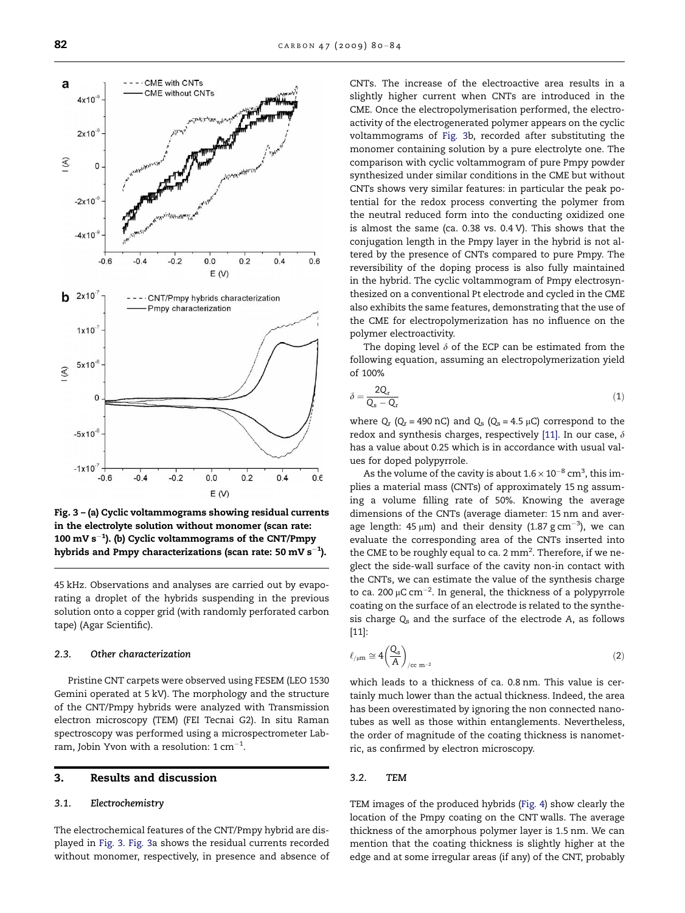Fig. 3 – (a) Cyclic voltammograms showing residual currents in the electrolyte solution without monomer (scan rate: 100 mV $s^{-1}$). (b) Cyclic voltammograms of the CNT/Pmpy hybrids and Pmpy characterizations (scan rate: 50 mV $s^{-1}$).

45 kHz. Observations and analyses are carried out by evaporating a droplet of the hybrids suspending in the previous solution onto a copper grid (with randomly perforated carbon tape) (Agar Scientific).

### 2.3. Other characterization

Pristine CNT carpets were observed using FESEM (LEO 1530 Gemini operated at 5 kV). The morphology and the structure of the CNT/Pmpy hybrids were analyzed with Transmission electron microscopy (TEM) (FEI Tecnai G2). In situ Raman spectroscopy was performed using a microspectrometer Labram, Jobin Yvon with a resolution: 1 $cm^{-1}$.

## 3. Results and discussion

### 3.1. Electrochemistry

The electrochemical features of the CNT/Pmpy hybrid are displayed in Fig. 3. Fig. 3a shows the residual currents recorded without monomer, respectively, in presence and absence of CNTs. The increase of the electroactive area results in a slightly higher current when CNTs are introduced in the CME. Once the electropolymerisation performed, the electroactivity of the electrogenerated polymer appears on the cyclic voltammograms of Fig. 3b, recorded after substituting the monomer containing solution by a pure electrolyte one. The comparison with cyclic voltammogram of pure Pmpy powder synthesized under similar conditions in the CME but without CNTs shows very similar features: in particular the peak potential for the redox process converting the polymer from the neutral reduced form into the conducting oxidized one is almost the same (ca. 0.38 vs. 0.4 V). This shows that the conjugation length in the Pmpy layer in the hybrid is not altered by the presence of CNTs compared to pure Pmpy. The reversibility of the doping process is also fully maintained in the hybrid. The cyclic voltammogram of Pmpy electrosynthesized on a conventional Pt electrode and cycled in the CME also exhibits the same features, demonstrating that the use of the CME for electropolymerization has no influence on the polymer electroactivity.

The doping level $\delta$ of the ECP can be estimated from the following equation, assuming an electropolymerization yield of 100%

$$\delta = \frac{2Q_r}{Q_s - Q_r} \tag{1}$$

where $Q_r$ ($Q_r$ = 490 nC) and $Q_s$ ($Q_s$ = 4.5 μC) correspond to the redox and synthesis charges, respectively [11]. In our case, $\delta$ has a value about 0.25 which is in accordance with usual values for doped polypyrrole.

As the volume of the cavity is about $1.6 \times 10^{-8}$ $cm^3$, this implies a material mass (CNTs) of approximately 15 ng assuming a volume filling rate of 50%. Knowing the average dimensions of the CNTs (average diameter: 15 nm and average length: 45 μm) and their density (1.87 g $cm^{-3}$), we can evaluate the corresponding area of the CNTs inserted into the CME to be roughly equal to ca. 2 $mm^2$. Therefore, if we neglect the side-wall surface of the cavity non-in contact with the CNTs, we can estimate the value of the synthesis charge to ca. 200 μC $cm^{-2}$. In general, the thickness of a polypyrrole coating on the surface of an electrode is related to the synthesis charge $Q_s$ and the surface of the electrode A, as follows [11]:

$$\ell_{/\mu m} \cong 4\left(\frac{Q_s}{A}\right)_{/cc\ m^{-2}} \tag{2}$$

which leads to a thickness of ca. 0.8 nm. This value is certainly much lower than the actual thickness. Indeed, the area has been overestimated by ignoring the non connected nanotubes as well as those within entanglements. Nevertheless, the order of magnitude of the coating thickness is nanometric, as confirmed by electron microscopy.

### 3.2. TEM

TEM images of the produced hybrids (Fig. 4) show clearly the location of the Pmpy coating on the CNT walls. The average thickness of the amorphous polymer layer is 1.5 nm. We can mention that the coating thickness is slightly higher at the edge and at some irregular areas (if any) of the CNT, probably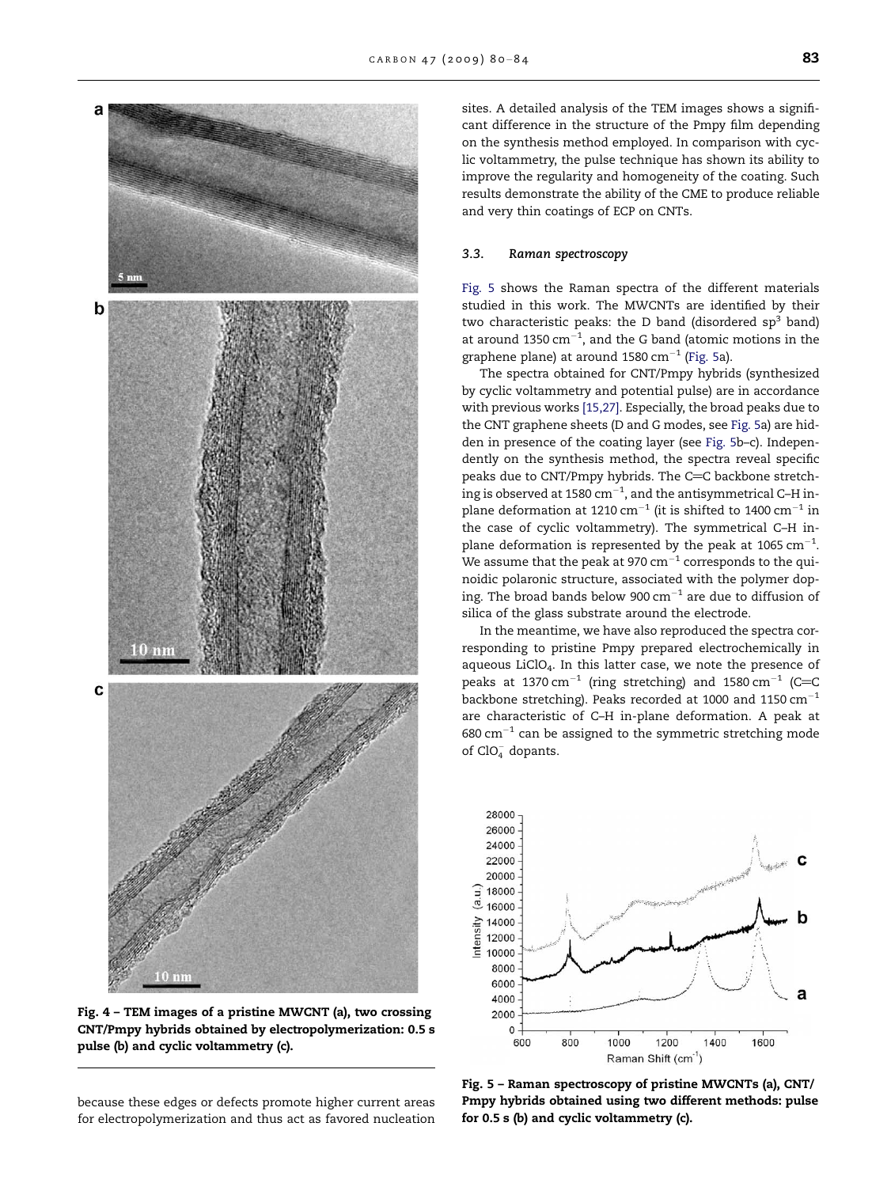a

5 nm

b

10 nm

c

10 nm

**Fig. 4 – TEM images of a pristine MWCNT (a), two crossing CNT/Pmpy hybrids obtained by electropolymerization: 0.5 s pulse (b) and cyclic voltammetry (c).**

because these edges or defects promote higher current areas for electropolymerization and thus act as favored nucleation sites. A detailed analysis of the TEM images shows a significant difference in the structure of the Pmpy film depending on the synthesis method employed. In comparison with cyclic voltammetry, the pulse technique has shown its ability to improve the regularity and homogeneity of the coating. Such results demonstrate the ability of the CME to produce reliable and very thin coatings of ECP on CNTs.

### 3.3. Raman spectroscopy

Fig. 5 shows the Raman spectra of the different materials studied in this work. The MWCNTs are identified by their two characteristic peaks: the D band (disordered $sp^3$ band) at around 1350 $cm^{-1}$, and the G band (atomic motions in the graphene plane) at around 1580 $cm^{-1}$ (Fig. 5a).

The spectra obtained for CNT/Pmpy hybrids (synthesized by cyclic voltammetry and potential pulse) are in accordance with previous works [15,27]. Especially, the broad peaks due to the CNT graphene sheets (D and G modes, see Fig. 5a) are hidden in presence of the coating layer (see Fig. 5b–c). Independently on the synthesis method, the spectra reveal specific peaks due to CNT/Pmpy hybrids. The C=C backbone stretching is observed at 1580 $cm^{-1}$, and the antisymmetrical C–H in-plane deformation at 1210 $cm^{-1}$ (it is shifted to 1400 $cm^{-1}$ in the case of cyclic voltammetry). The symmetrical C–H in-plane deformation is represented by the peak at 1065 $cm^{-1}$. We assume that the peak at 970 $cm^{-1}$ corresponds to the quinoidic polaronic structure, associated with the polymer doping. The broad bands below 900 $cm^{-1}$ are due to diffusion of silica of the glass substrate around the electrode.

In the meantime, we have also reproduced the spectra corresponding to pristine Pmpy prepared electrochemically in aqueous $LiClO_4$. In this latter case, we note the presence of peaks at 1370 $cm^{-1}$ (ring stretching) and 1580 $cm^{-1}$ (C=C backbone stretching). Peaks recorded at 1000 and 1150 $cm^{-1}$ are characteristic of C–H in-plane deformation. A peak at 680 $cm^{-1}$ can be assigned to the symmetric stretching mode of $ClO_4^-$ dopants.

28000
26000
24000
22000
20000
18000
16000
14000
12000
10000
8000
6000
4000
2000
0

Intensity (a.u.)

600 800 1000 1200 1400 1600

Raman Shift (cm$^{-1}$)

c

b

a

**Fig. 5 – Raman spectroscopy of pristine MWCNTs (a), CNT/Pmpy hybrids obtained using two different methods: pulse for 0.5 s (b) and cyclic voltammetry (c).**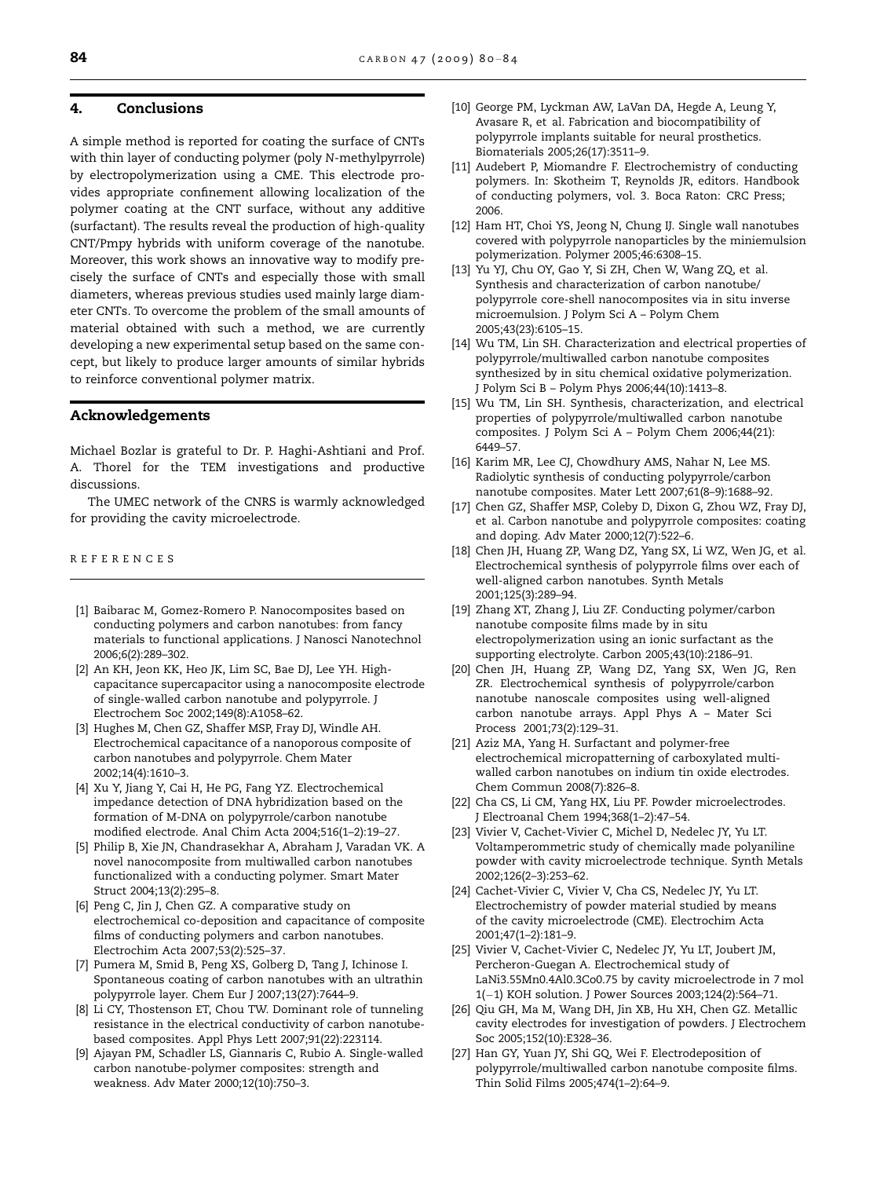## 4. Conclusions

A simple method is reported for coating the surface of CNTs with thin layer of conducting polymer (poly N-methylpyrrole) by electropolymerization using a CME. This electrode provides appropriate confinement allowing localization of the polymer coating at the CNT surface, without any additive (surfactant). The results reveal the production of high-quality CNT/Pmpy hybrids with uniform coverage of the nanotube. Moreover, this work shows an innovative way to modify precisely the surface of CNTs and especially those with small diameters, whereas previous studies used mainly large diameter CNTs. To overcome the problem of the small amounts of material obtained with such a method, we are currently developing a new experimental setup based on the same concept, but likely to produce larger amounts of similar hybrids to reinforce conventional polymer matrix.

## Acknowledgements

Michael Bozlar is grateful to Dr. P. Haghi-Ashtiani and Prof. A. Thorel for the TEM investigations and productive discussions.

The UMEC network of the CNRS is warmly acknowledged for providing the cavity microelectrode.

## REFERENCES

[1] Baibarac M, Gomez-Romero P. Nanocomposites based on conducting polymers and carbon nanotubes: from fancy materials to functional applications. J Nanosci Nanotechnol 2006;6(2):289–302.

[2] An KH, Jeon KK, Heo JK, Lim SC, Bae DJ, Lee YH. High-capacitance supercapacitor using a nanocomposite electrode of single-walled carbon nanotube and polypyrrole. J Electrochem Soc 2002;149(8):A1058–62.

[3] Hughes M, Chen GZ, Shaffer MSP, Fray DJ, Windle AH. Electrochemical capacitance of a nanoporous composite of carbon nanotubes and polypyrrole. Chem Mater 2002;14(4):1610–3.

[4] Xu Y, Jiang Y, Cai H, He PG, Fang YZ. Electrochemical impedance detection of DNA hybridization based on the formation of M-DNA on polypyrrole/carbon nanotube modified electrode. Anal Chim Acta 2004;516(1–2):19–27.

[5] Philip B, Xie JN, Chandrasekhar A, Abraham J, Varadan VK. A novel nanocomposite from multiwalled carbon nanotubes functionalized with a conducting polymer. Smart Mater Struct 2004;13(2):295–8.

[6] Peng C, Jin J, Chen GZ. A comparative study on electrochemical co-deposition and capacitance of composite films of conducting polymers and carbon nanotubes. Electrochim Acta 2007;53(2):525–37.

[7] Pumera M, Smid B, Peng XS, Golberg D, Tang J, Ichinose I. Spontaneous coating of carbon nanotubes with an ultrathin polypyrrole layer. Chem Eur J 2007;13(27):7644–9.

[8] Li CY, Thostenson ET, Chou TW. Dominant role of tunneling resistance in the electrical conductivity of carbon nanotube-based composites. Appl Phys Lett 2007;91(22):223114.

[9] Ajayan PM, Schadler LS, Giannaris C, Rubio A. Single-walled carbon nanotube-polymer composites: strength and weakness. Adv Mater 2000;12(10):750–3.

[10] George PM, Lyckman AW, LaVan DA, Hegde A, Leung Y, Avasare R, et al. Fabrication and biocompatibility of polypyrrole implants suitable for neural prosthetics. Biomaterials 2005;26(17):3511–9.

[11] Audebert P, Miomandre F. Electrochemistry of conducting polymers. In: Skotheim T, Reynolds JR, editors. Handbook of conducting polymers, vol. 3. Boca Raton: CRC Press; 2006.

[12] Ham HT, Choi YS, Jeong N, Chung IJ. Single wall nanotubes covered with polypyrrole nanoparticles by the miniemulsion polymerization. Polymer 2005;46:6308–15.

[13] Yu YJ, Chu OY, Gao Y, Si ZH, Chen W, Wang ZQ, et al. Synthesis and characterization of carbon nanotube/polypyrrole core-shell nanocomposites via in situ inverse microemulsion. J Polym Sci A – Polym Chem 2005;43(23):6105–15.

[14] Wu TM, Lin SH. Characterization and electrical properties of polypyrrole/multiwalled carbon nanotube composites synthesized by in situ chemical oxidative polymerization. J Polym Sci B – Polym Phys 2006;44(10):1413–8.

[15] Wu TM, Lin SH. Synthesis, characterization, and electrical properties of polypyrrole/multiwalled carbon nanotube composites. J Polym Sci A – Polym Chem 2006;44(21):6449–57.

[16] Karim MR, Lee CJ, Chowdhury AMS, Nahar N, Lee MS. Radiolytic synthesis of conducting polypyrrole/carbon nanotube composites. Mater Lett 2007;61(8–9):1688–92.

[17] Chen GZ, Shaffer MSP, Coleby D, Dixon G, Zhou WZ, Fray DJ, et al. Carbon nanotube and polypyrrole composites: coating and doping. Adv Mater 2000;12(7):522–6.

[18] Chen JH, Huang ZP, Wang DZ, Yang SX, Li WZ, Wen JG, et al. Electrochemical synthesis of polypyrrole films over each of well-aligned carbon nanotubes. Synth Metals 2001;125(3):289–94.

[19] Zhang XT, Zhang J, Liu ZF. Conducting polymer/carbon nanotube composite films made by in situ electropolymerization using an ionic surfactant as the supporting electrolyte. Carbon 2005;43(10):2186–91.

[20] Chen JH, Huang ZP, Wang DZ, Yang SX, Wen JG, Ren ZR. Electrochemical synthesis of polypyrrole/carbon nanotube nanoscale composites using well-aligned carbon nanotube arrays. Appl Phys A – Mater Sci Process 2001;73(2):129–31.

[21] Aziz MA, Yang H. Surfactant and polymer-free electrochemical micropatterning of carboxylated multi-walled carbon nanotubes on indium tin oxide electrodes. Chem Commun 2008(7):826–8.

[22] Cha CS, Li CM, Yang HX, Liu PF. Powder microelectrodes. J Electroanal Chem 1994;368(1–2):47–54.

[23] Vivier V, Cachet-Vivier C, Michel D, Nedelec JY, Yu LT. Voltamperommetric study of chemically made polyaniline powder with cavity microelectrode technique. Synth Metals 2002;126(2–3):253–62.

[24] Cachet-Vivier C, Vivier V, Cha CS, Nedelec JY, Yu LT. Electrochemistry of powder material studied by means of the cavity microelectrode (CME). Electrochim Acta 2001;47(1–2):181–9.

[25] Vivier V, Cachet-Vivier C, Nedelec JY, Yu LT, Joubert JM, Percheron-Guegan A. Electrochemical study of $LaNi_{3.55}Mn_{0.4}Al_{0.3}Co_{0.75}$ by cavity microelectrode in 7 mol $l^{-1}$ KOH solution. J Power Sources 2003;124(2):564–71.

[26] Qiu GH, Ma M, Wang DH, Jin XB, Hu XH, Chen GZ. Metallic cavity electrodes for investigation of powders. J Electrochem Soc 2005;152(10):E328–36.

[27] Han GY, Yuan JY, Shi GQ, Wei F. Electrodeposition of polypyrrole/multiwalled carbon nanotube composite films. Thin Solid Films 2005;474(1–2):64–9.